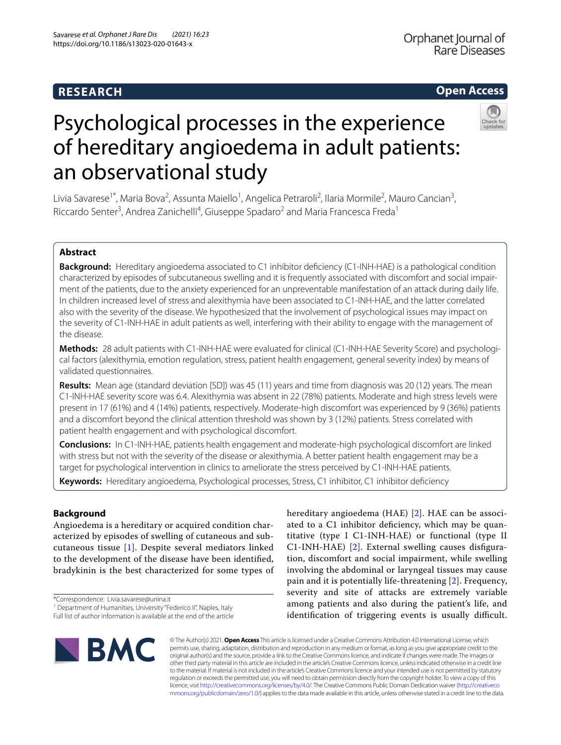RESEARCH

Open Access

# Psychological processes in the experience of hereditary angioedema in adult patients: an observational study

Livia Savarese[1*], Maria Bova[2], Assunta Maiello[1], Angelica Petraroli[2], Ilaria Mormile[2], Mauro Cancian[3], Riccardo Senter[3], Andrea Zanichelli[4], Giuseppe Spadaro[2] and Maria Francesca Freda[1]

## Abstract

**Background:** Hereditary angioedema associated to C1 inhibitor deficiency (C1-INH-HAE) is a pathological condition characterized by episodes of subcutaneous swelling and it is frequently associated with discomfort and social impairment of the patients, due to the anxiety experienced for an unpreventable manifestation of an attack during daily life. In children increased level of stress and alexithymia have been associated to C1-INH-HAE, and the latter correlated also with the severity of the disease. We hypothesized that the involvement of psychological issues may impact on the severity of C1-INH-HAE in adult patients as well, interfering with their ability to engage with the management of the disease.

**Methods:** 28 adult patients with C1-INH-HAE were evaluated for clinical (C1-INH-HAE Severity Score) and psychological factors (alexithymia, emotion regulation, stress, patient health engagement, general severity index) by means of validated questionnaires.

**Results:** Mean age (standard deviation [SD]) was 45 (11) years and time from diagnosis was 20 (12) years. The mean C1-INH-HAE severity score was 6.4. Alexithymia was absent in 22 (78%) patients. Moderate and high stress levels were present in 17 (61%) and 4 (14%) patients, respectively. Moderate-high discomfort was experienced by 9 (36%) patients and a discomfort beyond the clinical attention threshold was shown by 3 (12%) patients. Stress correlated with patient health engagement and with psychological discomfort.

**Conclusions:** In C1-INH-HAE, patients health engagement and moderate-high psychological discomfort are linked with stress but not with the severity of the disease or alexithymia. A better patient health engagement may be a target for psychological intervention in clinics to ameliorate the stress perceived by C1-INH-HAE patients.

**Keywords:** Hereditary angioedema, Psychological processes, Stress, C1 inhibitor, C1 inhibitor deficiency

## Background

Angioedema is a hereditary or acquired condition characterized by episodes of swelling of cutaneous and subcutaneous tissue [1]. Despite several mediators linked to the development of the disease have been identified, bradykinin is the best characterized for some types of hereditary angioedema (HAE) [2]. HAE can be associated to a C1 inhibitor deficiency, which may be quantitative (type I C1-INH-HAE) or functional (type II C1-INH-HAE) [2]. External swelling causes disfiguration, discomfort and social impairment, while swelling involving the abdominal or laryngeal tissues may cause pain and it is potentially life-threatening [2]. Frequency, severity and site of attacks are extremely variable among patients and also during the patient's life, and identification of triggering events is usually difficult.

*Correspondence: Livia.savarese@unina.it
[1] Department of Humanities, University "Federico II", Naples, Italy
Full list of author information is available at the end of the article

© The Author(s) 2021. **Open Access** This article is licensed under a Creative Commons Attribution 4.0 International License, which permits use, sharing, adaptation, distribution and reproduction in any medium or format, as long as you give appropriate credit to the original author(s) and the source, provide a link to the Creative Commons licence, and indicate if changes were made. The images or other third party material in this article are included in the article's Creative Commons licence, unless indicated otherwise in a credit line to the material. If material is not included in the article's Creative Commons licence and your intended use is not permitted by statutory regulation or exceeds the permitted use, you will need to obtain permission directly from the copyright holder. To view a copy of this licence, visit http://creativecommons.org/licenses/by/4.0/. The Creative Commons Public Domain Dedication waiver (http://creativecommons.org/publicdomain/zero/1.0/) applies to the data made available in this article, unless otherwise stated in a credit line to the data.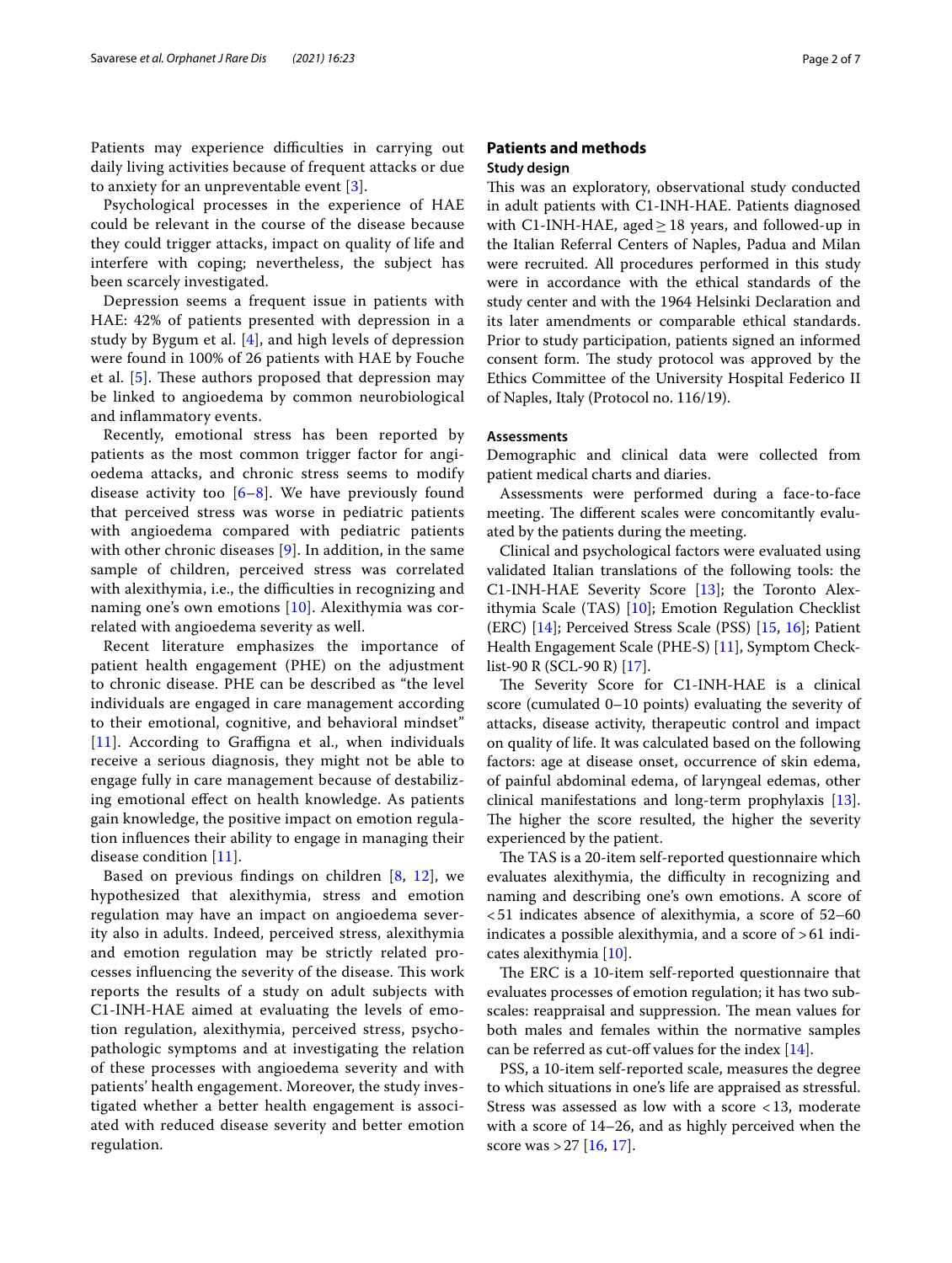Patients may experience difficulties in carrying out daily living activities because of frequent attacks or due to anxiety for an unpreventable event [3].

Psychological processes in the experience of HAE could be relevant in the course of the disease because they could trigger attacks, impact on quality of life and interfere with coping; nevertheless, the subject has been scarcely investigated.

Depression seems a frequent issue in patients with HAE: 42% of patients presented with depression in a study by Bygum et al. [4], and high levels of depression were found in 100% of 26 patients with HAE by Fouche et al. [5]. These authors proposed that depression may be linked to angioedema by common neurobiological and inflammatory events.

Recently, emotional stress has been reported by patients as the most common trigger factor for angioedema attacks, and chronic stress seems to modify disease activity too [6–8]. We have previously found that perceived stress was worse in pediatric patients with angioedema compared with pediatric patients with other chronic diseases [9]. In addition, in the same sample of children, perceived stress was correlated with alexithymia, i.e., the difficulties in recognizing and naming one's own emotions [10]. Alexithymia was correlated with angioedema severity as well.

Recent literature emphasizes the importance of patient health engagement (PHE) on the adjustment to chronic disease. PHE can be described as "the level individuals are engaged in care management according to their emotional, cognitive, and behavioral mindset" [11]. According to Graffigna et al., when individuals receive a serious diagnosis, they might not be able to engage fully in care management because of destabilizing emotional effect on health knowledge. As patients gain knowledge, the positive impact on emotion regulation influences their ability to engage in managing their disease condition [11].

Based on previous findings on children [8, 12], we hypothesized that alexithymia, stress and emotion regulation may have an impact on angioedema severity also in adults. Indeed, perceived stress, alexithymia and emotion regulation may be strictly related processes influencing the severity of the disease. This work reports the results of a study on adult subjects with C1-INH-HAE aimed at evaluating the levels of emotion regulation, alexithymia, perceived stress, psychopathologic symptoms and at investigating the relation of these processes with angioedema severity and with patients' health engagement. Moreover, the study investigated whether a better health engagement is associated with reduced disease severity and better emotion regulation.

## Patients and methods

### Study design

This was an exploratory, observational study conducted in adult patients with C1-INH-HAE. Patients diagnosed with C1-INH-HAE, aged ≥ 18 years, and followed-up in the Italian Referral Centers of Naples, Padua and Milan were recruited. All procedures performed in this study were in accordance with the ethical standards of the study center and with the 1964 Helsinki Declaration and its later amendments or comparable ethical standards. Prior to study participation, patients signed an informed consent form. The study protocol was approved by the Ethics Committee of the University Hospital Federico II of Naples, Italy (Protocol no. 116/19).

### Assessments

Demographic and clinical data were collected from patient medical charts and diaries.

Assessments were performed during a face-to-face meeting. The different scales were concomitantly evaluated by the patients during the meeting.

Clinical and psychological factors were evaluated using validated Italian translations of the following tools: the C1-INH-HAE Severity Score [13]; the Toronto Alexithymia Scale (TAS) [10]; Emotion Regulation Checklist (ERC) [14]; Perceived Stress Scale (PSS) [15, 16]; Patient Health Engagement Scale (PHE-S) [11], Symptom Checklist-90 R (SCL-90 R) [17].

The Severity Score for C1-INH-HAE is a clinical score (cumulated 0–10 points) evaluating the severity of attacks, disease activity, therapeutic control and impact on quality of life. It was calculated based on the following factors: age at disease onset, occurrence of skin edema, of painful abdominal edema, of laryngeal edemas, other clinical manifestations and long-term prophylaxis [13]. The higher the score resulted, the higher the severity experienced by the patient.

The TAS is a 20-item self-reported questionnaire which evaluates alexithymia, the difficulty in recognizing and naming and describing one's own emotions. A score of < 51 indicates absence of alexithymia, a score of 52–60 indicates a possible alexithymia, and a score of > 61 indicates alexithymia [10].

The ERC is a 10-item self-reported questionnaire that evaluates processes of emotion regulation; it has two subscales: reappraisal and suppression. The mean values for both males and females within the normative samples can be referred as cut-off values for the index [14].

PSS, a 10-item self-reported scale, measures the degree to which situations in one's life are appraised as stressful. Stress was assessed as low with a score < 13, moderate with a score of 14–26, and as highly perceived when the score was > 27 [16, 17].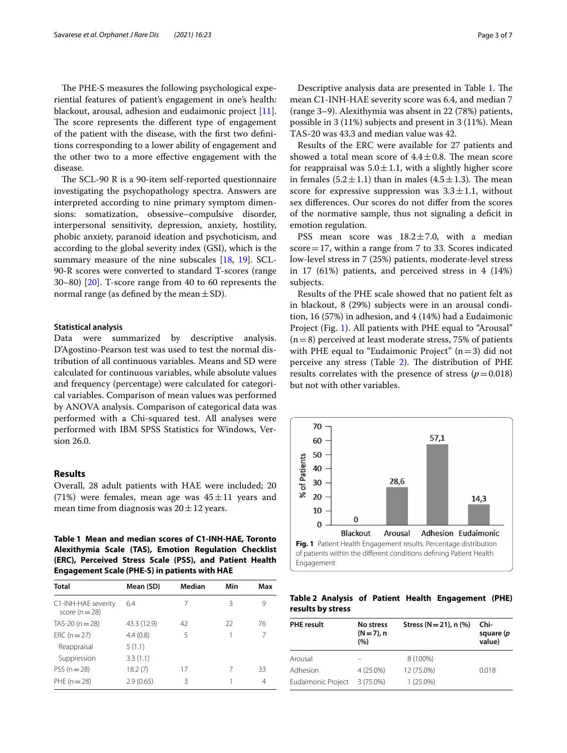The PHE-S measures the following psychological experiential features of patient's engagement in one's health: blackout, arousal, adhesion and eudaimonic project [11]. The score represents the different type of engagement of the patient with the disease, with the first two definitions corresponding to a lower ability of engagement and the other two to a more effective engagement with the disease.

The SCL-90 R is a 90-item self-reported questionnaire investigating the psychopathology spectra. Answers are interpreted according to nine primary symptom dimensions: somatization, obsessive–compulsive disorder, interpersonal sensitivity, depression, anxiety, hostility, phobic anxiety, paranoid ideation and psychoticism, and according to the global severity index (GSI), which is the summary measure of the nine subscales [18, 19]. SCL-90-R scores were converted to standard T-scores (range 30–80) [20]. T-score range from 40 to 60 represents the normal range (as defined by the mean ± SD).

#### Statistical analysis

Data were summarized by descriptive analysis. D'Agostino-Pearson test was used to test the normal distribution of all continuous variables. Means and SD were calculated for continuous variables, while absolute values and frequency (percentage) were calculated for categorical variables. Comparison of mean values was performed by ANOVA analysis. Comparison of categorical data was performed with a Chi-squared test. All analyses were performed with IBM SPSS Statistics for Windows, Version 26.0.

## Results

Overall, 28 adult patients with HAE were included; 20 (71%) were females, mean age was 45 ± 11 years and mean time from diagnosis was 20 ± 12 years.

**Table 1 Mean and median scores of C1-INH-HAE, Toronto Alexithymia Scale (TAS), Emotion Regulation Checklist (ERC), Perceived Stress Scale (PSS), and Patient Health Engagement Scale (PHE-S) in patients with HAE**

| Total | Mean (SD) | Median | Min | Max |
|---|---|---|---|---|
| C1-INH-HAE severity score (n = 28) | 6.4 | 7 | 3 | 9 |
| TAS-20 (n = 28) | 43.3 (12.9) | 42 | 22 | 76 |
| ERC (n = 27) | 4.4 (0.8) | 5 | 1 | 7 |
| Reappraisal | 5 (1.1) | | | |
| Suppression | 3.3 (1.1) | | | |
| PSS (n = 28) | 18.2 (7) | 17 | 7 | 33 |
| PHE (n = 28) | 2.9 (0.65) | 3 | 1 | 4 |

Descriptive analysis data are presented in Table 1. The mean C1-INH-HAE severity score was 6.4, and median 7 (range 3–9). Alexithymia was absent in 22 (78%) patients, possible in 3 (11%) subjects and present in 3 (11%). Mean TAS-20 was 43.3 and median value was 42.

Results of the ERC were available for 27 patients and showed a total mean score of 4.4 ± 0.8. The mean score for reappraisal was 5.0 ± 1.1, with a slightly higher score in females (5.2 ± 1.1) than in males (4.5 ± 1.3). The mean score for expressive suppression was 3.3 ± 1.1, without sex differences. Our scores do not differ from the scores of the normative sample, thus not signaling a deficit in emotion regulation.

PSS mean score was 18.2 ± 7.0, with a median score = 17, within a range from 7 to 33. Scores indicated low-level stress in 7 (25%) patients, moderate-level stress in 17 (61%) patients, and perceived stress in 4 (14%) subjects.

Results of the PHE scale showed that no patient felt as in blackout, 8 (29%) subjects were in an arousal condition, 16 (57%) in adhesion, and 4 (14%) had a Eudaimonic Project (Fig. 1). All patients with PHE equal to "Arousal" (n = 8) perceived at least moderate stress, 75% of patients with PHE equal to "Eudaimonic Project" (n = 3) did not perceive any stress (Table 2). The distribution of PHE results correlates with the presence of stress ($p = 0.018$) but not with other variables.

**Fig. 1** Patient Health Engagement results. Percentage distribution of patients within the different conditions defining Patient Health Engagement

**Table 2 Analysis of Patient Health Engagement (PHE) results by stress**

| PHE result | No stress (N = 7), n (%) | Stress (N = 21), n (%) | Chi-square (*p* value) |
|---|---|---|---|
| Arousal | – | 8 (100%) | |
| Adhesion | 4 (25.0%) | 12 (75.0%) | 0.018 |
| Eudaimonic Project | 3 (75.0%) | 1 (25.0%) | |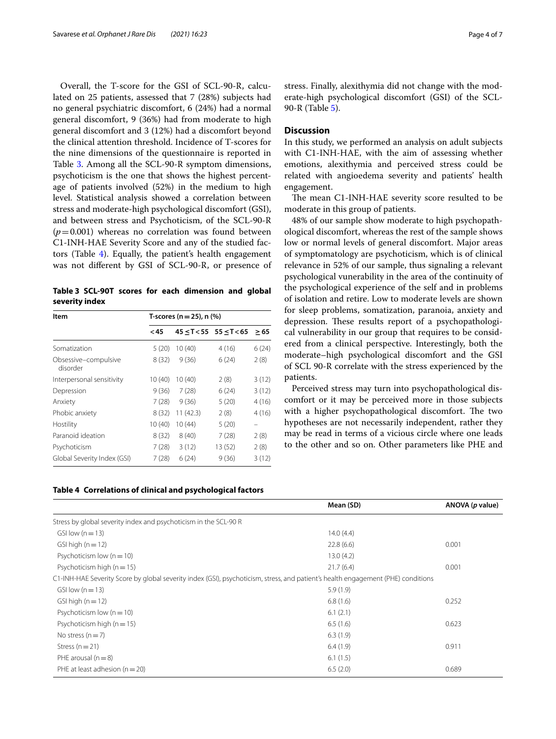Overall, the T-score for the GSI of SCL-90-R, calculated on 25 patients, assessed that 7 (28%) subjects had no general psychiatric discomfort, 6 (24%) had a normal general discomfort, 9 (36%) had from moderate to high general discomfort and 3 (12%) had a discomfort beyond the clinical attention threshold. Incidence of T-scores for the nine dimensions of the questionnaire is reported in Table 3. Among all the SCL-90-R symptom dimensions, psychoticism is the one that shows the highest percentage of patients involved (52%) in the medium to high level. Statistical analysis showed a correlation between stress and moderate-high psychological discomfort (GSI), and between stress and Psychoticism, of the SCL-90-R ($p=0.001$) whereas no correlation was found between C1-INH-HAE Severity Score and any of the studied factors (Table 4). Equally, the patient's health engagement was not different by GSI of SCL-90-R, or presence of stress. Finally, alexithymia did not change with the moderate-high psychological discomfort (GSI) of the SCL-90-R (Table 5).

**Table 3 SCL-90T scores for each dimension and global severity index**

| Item | T-scores (n = 25), n (%) | | | |
|---|---|---|---|---|
| | < 45 | 45 ≤ T < 55 | 55 ≤ T < 65 | ≥ 65 |
| Somatization | 5 (20) | 10 (40) | 4 (16) | 6 (24) |
| Obsessive–compulsive disorder | 8 (32) | 9 (36) | 6 (24) | 2 (8) |
| Interpersonal sensitivity | 10 (40) | 10 (40) | 2 (8) | 3 (12) |
| Depression | 9 (36) | 7 (28) | 6 (24) | 3 (12) |
| Anxiety | 7 (28) | 9 (36) | 5 (20) | 4 (16) |
| Phobic anxiety | 8 (32) | 11 (42.3) | 2 (8) | 4 (16) |
| Hostility | 10 (40) | 10 (44) | 5 (20) | – |
| Paranoid ideation | 8 (32) | 8 (40) | 7 (28) | 2 (8) |
| Psychoticism | 7 (28) | 3 (12) | 13 (52) | 2 (8) |
| Global Severity Index (GSI) | 7 (28) | 6 (24) | 9 (36) | 3 (12) |

## Discussion

In this study, we performed an analysis on adult subjects with C1-INH-HAE, with the aim of assessing whether emotions, alexithymia and perceived stress could be related with angioedema severity and patients' health engagement.

The mean C1-INH-HAE severity score resulted to be moderate in this group of patients.

48% of our sample show moderate to high psychopathological discomfort, whereas the rest of the sample shows low or normal levels of general discomfort. Major areas of symptomatology are psychoticism, which is of clinical relevance in 52% of our sample, thus signaling a relevant psychological vunerability in the area of the continuity of the psychological experience of the self and in problems of isolation and retire. Low to moderate levels are shown for sleep problems, somatization, paranoia, anxiety and depression. These results report of a psychopathological vulnerability in our group that requires to be considered from a clinical perspective. Interestingly, both the moderate–high psychological discomfort and the GSI of SCL 90-R correlate with the stress experienced by the patients.

Perceived stress may turn into psychopathological discomfort or it may be perceived more in those subjects with a higher psychopathological discomfort. The two hypotheses are not necessarily independent, rather they may be read in terms of a vicious circle where one leads to the other and so on. Other parameters like PHE and

**Table 4 Correlations of clinical and psychological factors**

| | Mean (SD) | ANOVA (*p* value) |
|---|---|---|
| Stress by global severity index and psychoticism in the SCL-90 R | | |
| GSI low (n = 13) | 14.0 (4.4) | |
| GSI high (n = 12) | 22.8 (6.6) | 0.001 |
| Psychoticism low (n = 10) | 13.0 (4.2) | |
| Psychoticism high (n = 15) | 21.7 (6.4) | 0.001 |
| C1-INH-HAE Severity Score by global severity index (GSI), psychoticism, stress, and patient's health engagement (PHE) conditions | | |
| GSI low (n = 13) | 5.9 (1.9) | |
| GSI high (n = 12) | 6.8 (1.6) | 0.252 |
| Psychoticism low (n = 10) | 6.1 (2.1) | |
| Psychoticism high (n = 15) | 6.5 (1.6) | 0.623 |
| No stress (n = 7) | 6.3 (1.9) | |
| Stress (n = 21) | 6.4 (1.9) | 0.911 |
| PHE arousal (n = 8) | 6.1 (1.5) | |
| PHE at least adhesion (n = 20) | 6.5 (2.0) | 0.689 |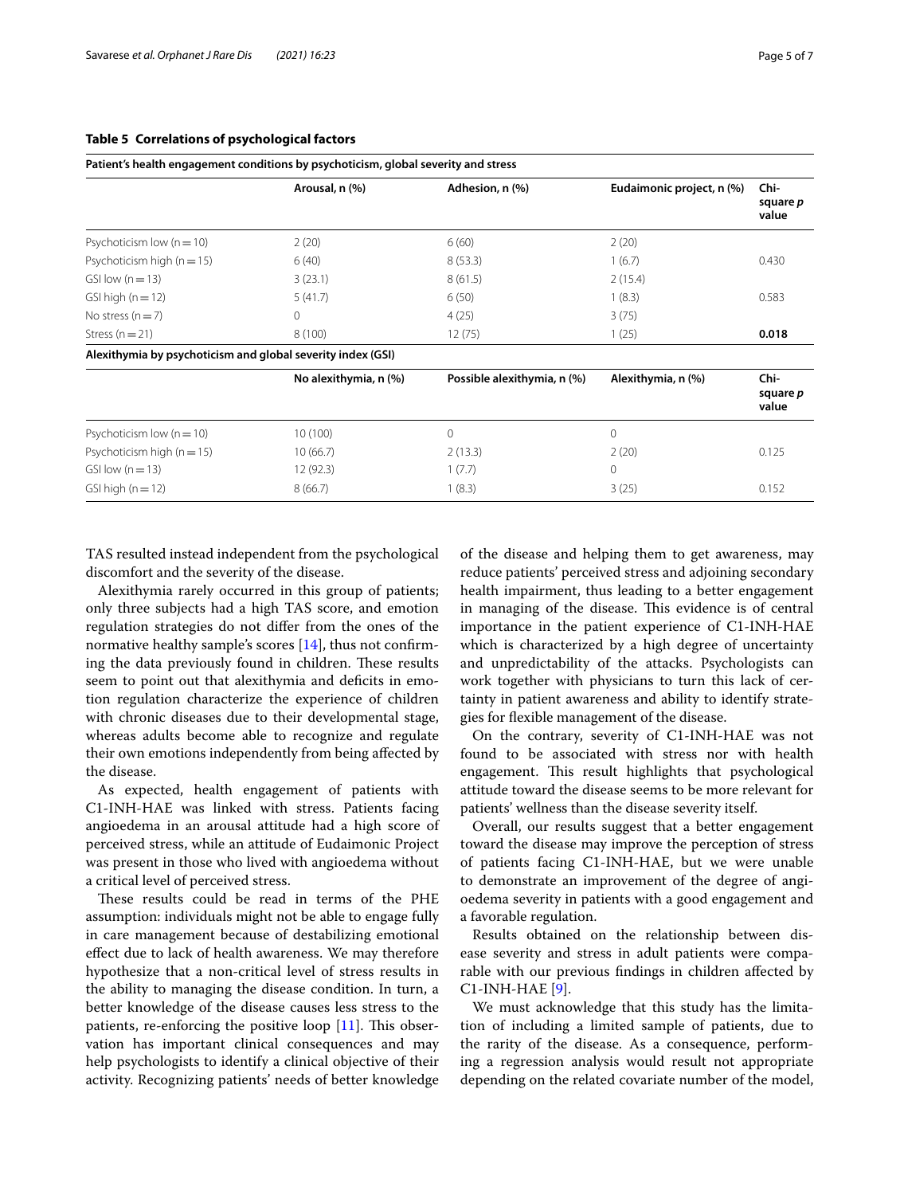**Table 5 Correlations of psychological factors**

| Patient's health engagement conditions by psychoticism, global severity and stress | | | | |
|---|---|---|---|---|
| | Arousal, n (%) | Adhesion, n (%) | Eudaimonic project, n (%) | Chi-square *p* value |
| Psychoticism low (n = 10) | 2 (20) | 6 (60) | 2 (20) | |
| Psychoticism high (n = 15) | 6 (40) | 8 (53.3) | 1 (6.7) | 0.430 |
| GSI low (n = 13) | 3 (23.1) | 8 (61.5) | 2 (15.4) | |
| GSI high (n = 12) | 5 (41.7) | 6 (50) | 1 (8.3) | 0.583 |
| No stress (n = 7) | 0 | 4 (25) | 3 (75) | |
| Stress (n = 21) | 8 (100) | 12 (75) | 1 (25) | **0.018** |
| **Alexithymia by psychoticism and global severity index (GSI)** | | | | |
| | No alexithymia, n (%) | Possible alexithymia, n (%) | Alexithymia, n (%) | Chi-square *p* value |
| Psychoticism low (n = 10) | 10 (100) | 0 | 0 | |
| Psychoticism high (n = 15) | 10 (66.7) | 2 (13.3) | 2 (20) | 0.125 |
| GSI low (n = 13) | 12 (92.3) | 1 (7.7) | 0 | |
| GSI high (n = 12) | 8 (66.7) | 1 (8.3) | 3 (25) | 0.152 |

TAS resulted instead independent from the psychological discomfort and the severity of the disease.

Alexithymia rarely occurred in this group of patients; only three subjects had a high TAS score, and emotion regulation strategies do not differ from the ones of the normative healthy sample's scores [14], thus not confirming the data previously found in children. These results seem to point out that alexithymia and deficits in emotion regulation characterize the experience of children with chronic diseases due to their developmental stage, whereas adults become able to recognize and regulate their own emotions independently from being affected by the disease.

As expected, health engagement of patients with C1-INH-HAE was linked with stress. Patients facing angioedema in an arousal attitude had a high score of perceived stress, while an attitude of Eudaimonic Project was present in those who lived with angioedema without a critical level of perceived stress.

These results could be read in terms of the PHE assumption: individuals might not be able to engage fully in care management because of destabilizing emotional effect due to lack of health awareness. We may therefore hypothesize that a non-critical level of stress results in the ability to managing the disease condition. In turn, a better knowledge of the disease causes less stress to the patients, re-enforcing the positive loop [11]. This observation has important clinical consequences and may help psychologists to identify a clinical objective of their activity. Recognizing patients' needs of better knowledge of the disease and helping them to get awareness, may reduce patients' perceived stress and adjoining secondary health impairment, thus leading to a better engagement in managing of the disease. This evidence is of central importance in the patient experience of C1-INH-HAE which is characterized by a high degree of uncertainty and unpredictability of the attacks. Psychologists can work together with physicians to turn this lack of certainty in patient awareness and ability to identify strategies for flexible management of the disease.

On the contrary, severity of C1-INH-HAE was not found to be associated with stress nor with health engagement. This result highlights that psychological attitude toward the disease seems to be more relevant for patients' wellness than the disease severity itself.

Overall, our results suggest that a better engagement toward the disease may improve the perception of stress of patients facing C1-INH-HAE, but we were unable to demonstrate an improvement of the degree of angioedema severity in patients with a good engagement and a favorable regulation.

Results obtained on the relationship between disease severity and stress in adult patients were comparable with our previous findings in children affected by C1-INH-HAE [9].

We must acknowledge that this study has the limitation of including a limited sample of patients, due to the rarity of the disease. As a consequence, performing a regression analysis would result not appropriate depending on the related covariate number of the model,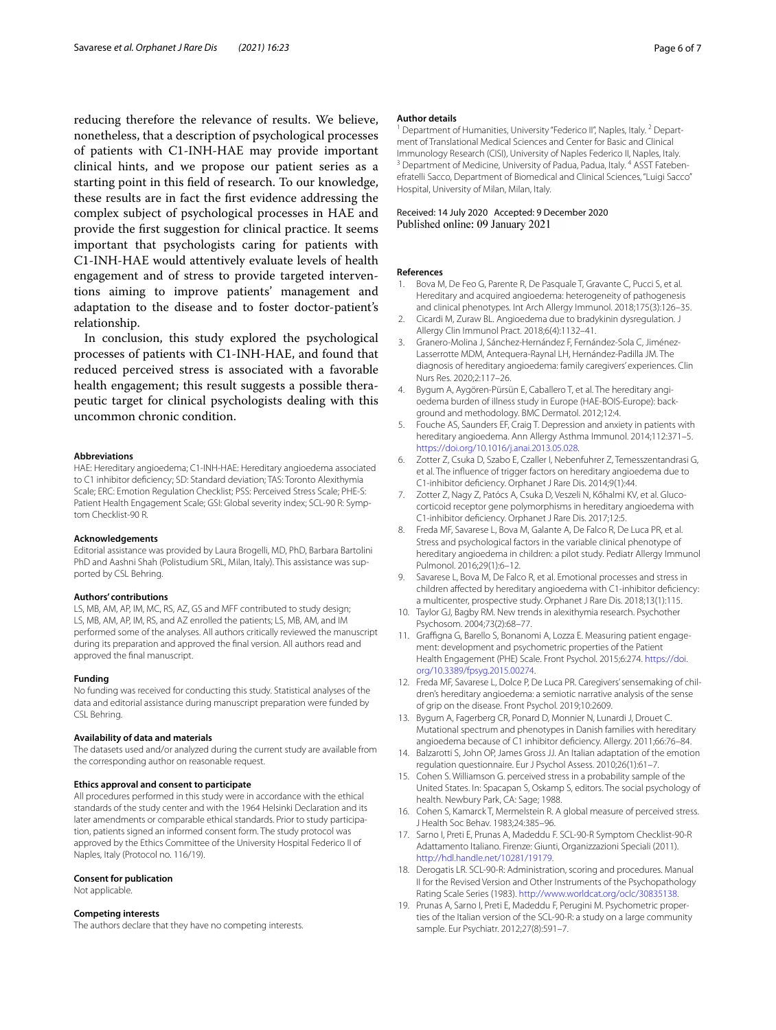reducing therefore the relevance of results. We believe, nonetheless, that a description of psychological processes of patients with C1-INH-HAE may provide important clinical hints, and we propose our patient series as a starting point in this field of research. To our knowledge, these results are in fact the first evidence addressing the complex subject of psychological processes in HAE and provide the first suggestion for clinical practice. It seems important that psychologists caring for patients with C1-INH-HAE would attentively evaluate levels of health engagement and of stress to provide targeted interventions aiming to improve patients' management and adaptation to the disease and to foster doctor-patient's relationship.

In conclusion, this study explored the psychological processes of patients with C1-INH-HAE, and found that reduced perceived stress is associated with a favorable health engagement; this result suggests a possible therapeutic target for clinical psychologists dealing with this uncommon chronic condition.

#### Abbreviations

HAE: Hereditary angioedema; C1-INH-HAE: Hereditary angioedema associated to C1 inhibitor deficiency; SD: Standard deviation; TAS: Toronto Alexithymia Scale; ERC: Emotion Regulation Checklist; PSS: Perceived Stress Scale; PHE-S: Patient Health Engagement Scale; GSI: Global severity index; SCL-90 R: Symptom Checklist-90 R.

#### Acknowledgements

Editorial assistance was provided by Laura Brogelli, MD, PhD, Barbara Bartolini PhD and Aashni Shah (Polistudium SRL, Milan, Italy). This assistance was supported by CSL Behring.

#### Authors' contributions

LS, MB, AM, AP, IM, MC, RS, AZ, GS and MFF contributed to study design; LS, MB, AM, AP, IM, RS, and AZ enrolled the patients; LS, MB, AM, and IM performed some of the analyses. All authors critically reviewed the manuscript during its preparation and approved the final version. All authors read and approved the final manuscript.

#### Funding

No funding was received for conducting this study. Statistical analyses of the data and editorial assistance during manuscript preparation were funded by CSL Behring.

#### Availability of data and materials

The datasets used and/or analyzed during the current study are available from the corresponding author on reasonable request.

#### Ethics approval and consent to participate

All procedures performed in this study were in accordance with the ethical standards of the study center and with the 1964 Helsinki Declaration and its later amendments or comparable ethical standards. Prior to study participation, patients signed an informed consent form. The study protocol was approved by the Ethics Committee of the University Hospital Federico II of Naples, Italy (Protocol no. 116/19).

#### Consent for publication

Not applicable.

#### Competing interests

The authors declare that they have no competing interests.

#### Author details

[1] Department of Humanities, University "Federico II", Naples, Italy. [2] Department of Translational Medical Sciences and Center for Basic and Clinical Immunology Research (CISI), University of Naples Federico II, Naples, Italy. [3] Department of Medicine, University of Padua, Padua, Italy. [4] ASST Fatebenefratelli Sacco, Department of Biomedical and Clinical Sciences, "Luigi Sacco" Hospital, University of Milan, Milan, Italy.

Received: 14 July 2020 Accepted: 9 December 2020
Published online: 09 January 2021

#### References

1. Bova M, De Feo G, Parente R, De Pasquale T, Gravante C, Pucci S, et al. Hereditary and acquired angioedema: heterogeneity of pathogenesis and clinical phenotypes. Int Arch Allergy Immunol. 2018;175(3):126–35.
2. Cicardi M, Zuraw BL. Angioedema due to bradykinin dysregulation. J Allergy Clin Immunol Pract. 2018;6(4):1132–41.
3. Granero-Molina J, Sánchez-Hernández F, Fernández-Sola C, Jiménez-Lasserrotte MDM, Antequera-Raynal LH, Hernández-Padilla JM. The diagnosis of hereditary angioedema: family caregivers' experiences. Clin Nurs Res. 2020;2:117–26.
4. Bygum A, Aygören-Pürsün E, Caballero T, et al. The hereditary angioedema burden of illness study in Europe (HAE-BOIS-Europe): background and methodology. BMC Dermatol. 2012;12:4.
5. Fouche AS, Saunders EF, Craig T. Depression and anxiety in patients with hereditary angioedema. Ann Allergy Asthma Immunol. 2014;112:371–5. https://doi.org/10.1016/j.anai.2013.05.028.
6. Zotter Z, Csuka D, Szabo E, Czaller I, Nebenfuhrer Z, Temesszentandrasi G, et al. The influence of trigger factors on hereditary angioedema due to C1-inhibitor deficiency. Orphanet J Rare Dis. 2014;9(1):44.
7. Zotter Z, Nagy Z, Patócs A, Csuka D, Veszeli N, Kőhalmi KV, et al. Glucocorticoid receptor gene polymorphisms in hereditary angioedema with C1-inhibitor deficiency. Orphanet J Rare Dis. 2017;12:5.
8. Freda MF, Savarese L, Bova M, Galante A, De Falco R, De Luca PR, et al. Stress and psychological factors in the variable clinical phenotype of hereditary angioedema in children: a pilot study. Pediatr Allergy Immunol Pulmonol. 2016;29(1):6–12.
9. Savarese L, Bova M, De Falco R, et al. Emotional processes and stress in children affected by hereditary angioedema with C1-inhibitor deficiency: a multicenter, prospective study. Orphanet J Rare Dis. 2018;13(1):115.
10. Taylor GJ, Bagby RM. New trends in alexithymia research. Psychother Psychosom. 2004;73(2):68–77.
11. Graffigna G, Barello S, Bonanomi A, Lozza E. Measuring patient engagement: development and psychometric properties of the Patient Health Engagement (PHE) Scale. Front Psychol. 2015;6:274. https://doi.org/10.3389/fpsyg.2015.00274.
12. Freda MF, Savarese L, Dolce P, De Luca PR. Caregivers' sensemaking of children's hereditary angioedema: a semiotic narrative analysis of the sense of grip on the disease. Front Psychol. 2019;10:2609.
13. Bygum A, Fagerberg CR, Ponard D, Monnier N, Lunardi J, Drouet C. Mutational spectrum and phenotypes in Danish families with hereditary angioedema because of C1 inhibitor deficiency. Allergy. 2011;66:76–84.
14. Balzarotti S, John OP, James Gross JJ. An Italian adaptation of the emotion regulation questionnaire. Eur J Psychol Assess. 2010;26(1):61–7.
15. Cohen S. Williamson G. perceived stress in a probability sample of the United States. In: Spacapan S, Oskamp S, editors. The social psychology of health. Newbury Park, CA: Sage; 1988.
16. Cohen S, Kamarck T, Mermelstein R. A global measure of perceived stress. J Health Soc Behav. 1983;24:385–96.
17. Sarno I, Preti E, Prunas A, Madeddu F. SCL-90-R Symptom Checklist-90-R Adattamento Italiano. Firenze: Giunti, Organizzazioni Speciali (2011). http://hdl.handle.net/10281/19179.
18. Derogatis LR. SCL-90-R: Administration, scoring and procedures. Manual II for the Revised Version and Other Instruments of the Psychopathology Rating Scale Series (1983). http://www.worldcat.org/oclc/30835138.
19. Prunas A, Sarno I, Preti E, Madeddu F, Perugini M. Psychometric properties of the Italian version of the SCL-90-R: a study on a large community sample. Eur Psychiatr. 2012;27(8):591–7.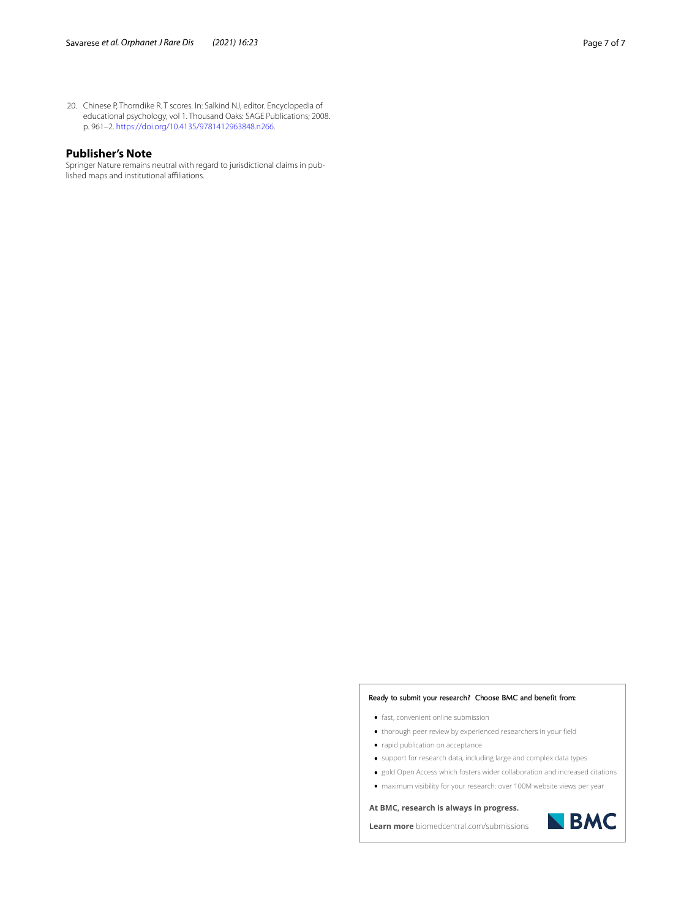20. Chinese P, Thorndike R. T scores. In: Salkind NJ, editor. Encyclopedia of educational psychology, vol 1. Thousand Oaks: SAGE Publications; 2008. p. 961–2. https://doi.org/10.4135/9781412963848.n266.

## Publisher's Note

Springer Nature remains neutral with regard to jurisdictional claims in published maps and institutional affiliations.

Ready to submit your research? Choose BMC and benefit from:

- fast, convenient online submission
- thorough peer review by experienced researchers in your field
- rapid publication on acceptance
- support for research data, including large and complex data types
- gold Open Access which fosters wider collaboration and increased citations
- maximum visibility for your research: over 100M website views per year

**At BMC, research is always in progress.**

**Learn more** biomedcentral.com/submissions

BMC